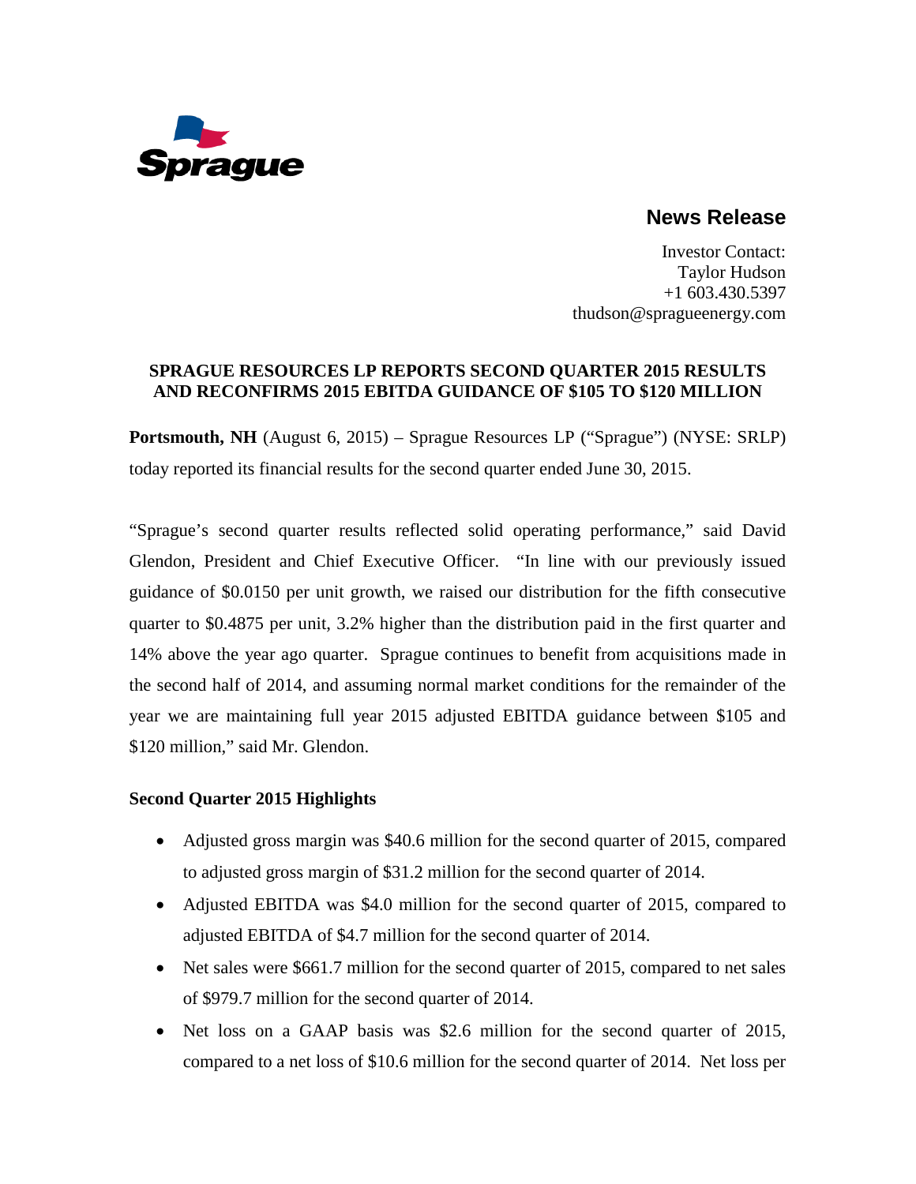Sprague

## News Release

Investor Contact:
Taylor Hudson
+1 603.430.5397
thudson@spragueenergy.com

### SPRAGUE RESOURCES LP REPORTS SECOND QUARTER 2015 RESULTS AND RECONFIRMS 2015 EBITDA GUIDANCE OF $105 TO $120 MILLION

**Portsmouth, NH** (August 6, 2015) – Sprague Resources LP ("Sprague") (NYSE: SRLP) today reported its financial results for the second quarter ended June 30, 2015.

"Sprague's second quarter results reflected solid operating performance," said David Glendon, President and Chief Executive Officer. "In line with our previously issued guidance of $0.0150 per unit growth, we raised our distribution for the fifth consecutive quarter to $0.4875 per unit, 3.2% higher than the distribution paid in the first quarter and 14% above the year ago quarter. Sprague continues to benefit from acquisitions made in the second half of 2014, and assuming normal market conditions for the remainder of the year we are maintaining full year 2015 adjusted EBITDA guidance between $105 and $120 million," said Mr. Glendon.

**Second Quarter 2015 Highlights**

- Adjusted gross margin was $40.6 million for the second quarter of 2015, compared to adjusted gross margin of $31.2 million for the second quarter of 2014.
- Adjusted EBITDA was $4.0 million for the second quarter of 2015, compared to adjusted EBITDA of $4.7 million for the second quarter of 2014.
- Net sales were $661.7 million for the second quarter of 2015, compared to net sales of $979.7 million for the second quarter of 2014.
- Net loss on a GAAP basis was $2.6 million for the second quarter of 2015, compared to a net loss of $10.6 million for the second quarter of 2014. Net loss per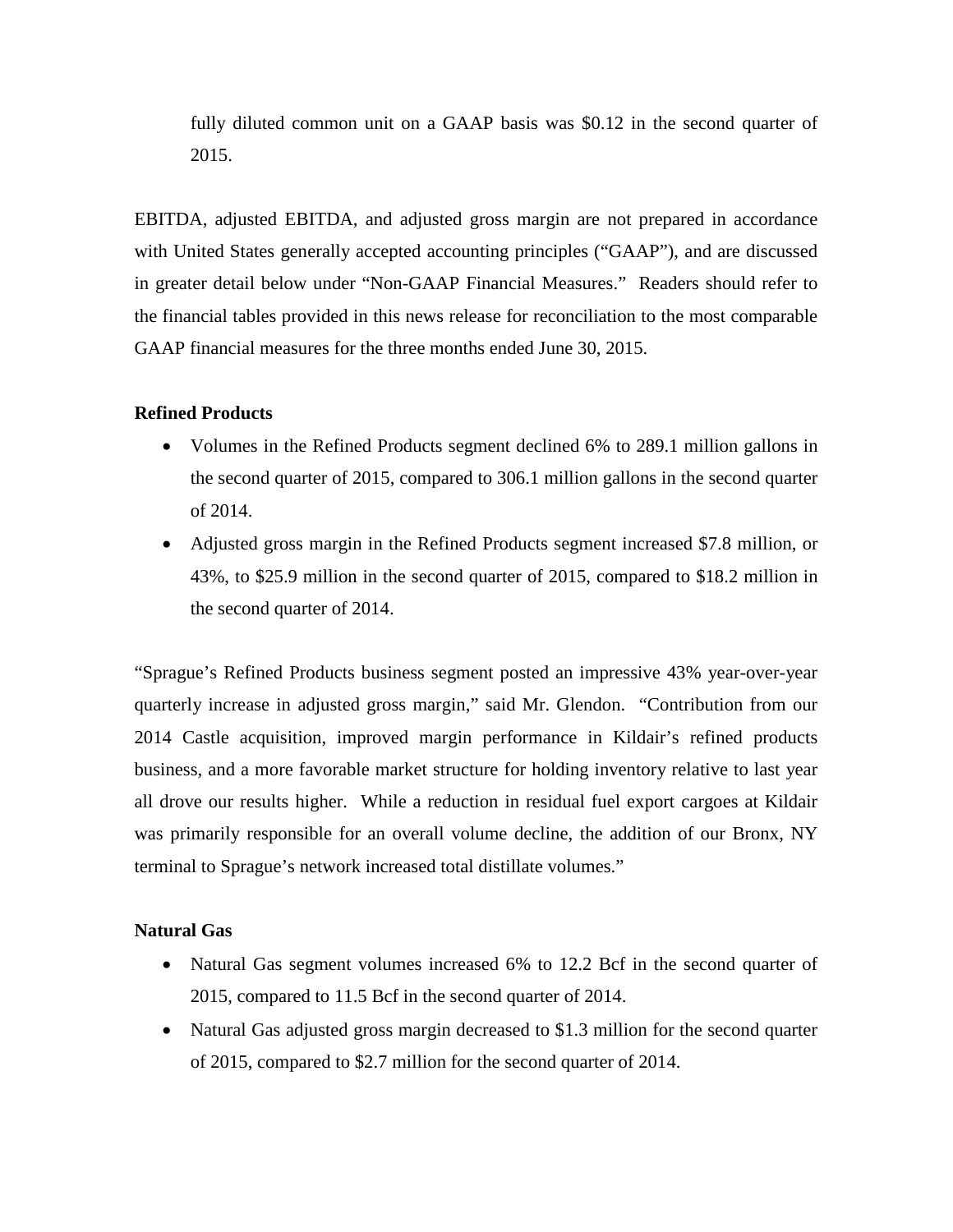fully diluted common unit on a GAAP basis was $0.12 in the second quarter of 2015.

EBITDA, adjusted EBITDA, and adjusted gross margin are not prepared in accordance with United States generally accepted accounting principles ("GAAP"), and are discussed in greater detail below under "Non-GAAP Financial Measures." Readers should refer to the financial tables provided in this news release for reconciliation to the most comparable GAAP financial measures for the three months ended June 30, 2015.

**Refined Products**

- Volumes in the Refined Products segment declined 6% to 289.1 million gallons in the second quarter of 2015, compared to 306.1 million gallons in the second quarter of 2014.
- Adjusted gross margin in the Refined Products segment increased $7.8 million, or 43%, to $25.9 million in the second quarter of 2015, compared to $18.2 million in the second quarter of 2014.

"Sprague's Refined Products business segment posted an impressive 43% year-over-year quarterly increase in adjusted gross margin," said Mr. Glendon. "Contribution from our 2014 Castle acquisition, improved margin performance in Kildair's refined products business, and a more favorable market structure for holding inventory relative to last year all drove our results higher. While a reduction in residual fuel export cargoes at Kildair was primarily responsible for an overall volume decline, the addition of our Bronx, NY terminal to Sprague's network increased total distillate volumes."

**Natural Gas**

- Natural Gas segment volumes increased 6% to 12.2 Bcf in the second quarter of 2015, compared to 11.5 Bcf in the second quarter of 2014.
- Natural Gas adjusted gross margin decreased to $1.3 million for the second quarter of 2015, compared to $2.7 million for the second quarter of 2014.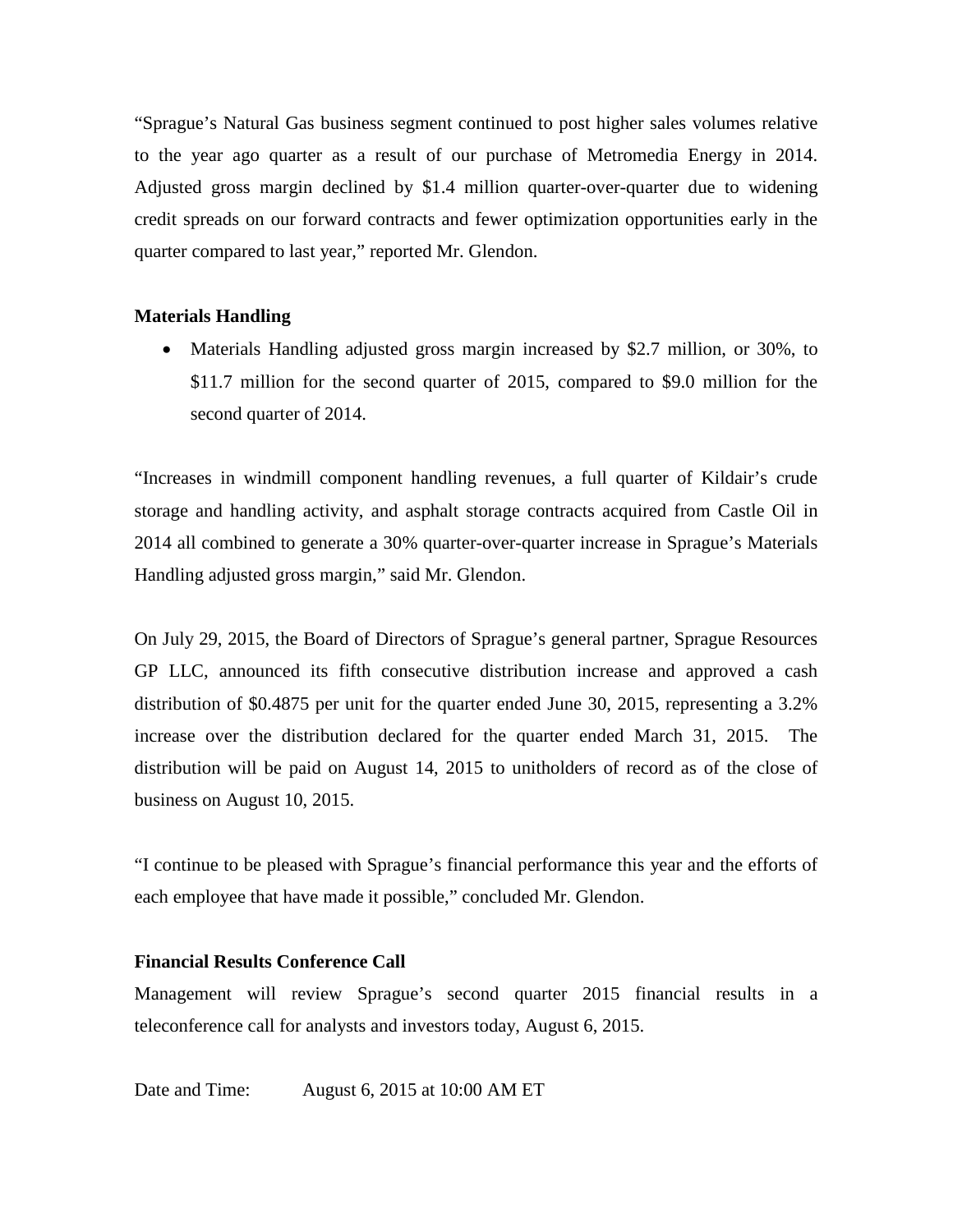"Sprague's Natural Gas business segment continued to post higher sales volumes relative to the year ago quarter as a result of our purchase of Metromedia Energy in 2014. Adjusted gross margin declined by $1.4 million quarter-over-quarter due to widening credit spreads on our forward contracts and fewer optimization opportunities early in the quarter compared to last year," reported Mr. Glendon.

**Materials Handling**

- Materials Handling adjusted gross margin increased by $2.7 million, or 30%, to $11.7 million for the second quarter of 2015, compared to $9.0 million for the second quarter of 2014.

"Increases in windmill component handling revenues, a full quarter of Kildair's crude storage and handling activity, and asphalt storage contracts acquired from Castle Oil in 2014 all combined to generate a 30% quarter-over-quarter increase in Sprague's Materials Handling adjusted gross margin," said Mr. Glendon.

On July 29, 2015, the Board of Directors of Sprague's general partner, Sprague Resources GP LLC, announced its fifth consecutive distribution increase and approved a cash distribution of $0.4875 per unit for the quarter ended June 30, 2015, representing a 3.2% increase over the distribution declared for the quarter ended March 31, 2015. The distribution will be paid on August 14, 2015 to unitholders of record as of the close of business on August 10, 2015.

"I continue to be pleased with Sprague's financial performance this year and the efforts of each employee that have made it possible," concluded Mr. Glendon.

**Financial Results Conference Call**

Management will review Sprague's second quarter 2015 financial results in a teleconference call for analysts and investors today, August 6, 2015.

Date and Time: August 6, 2015 at 10:00 AM ET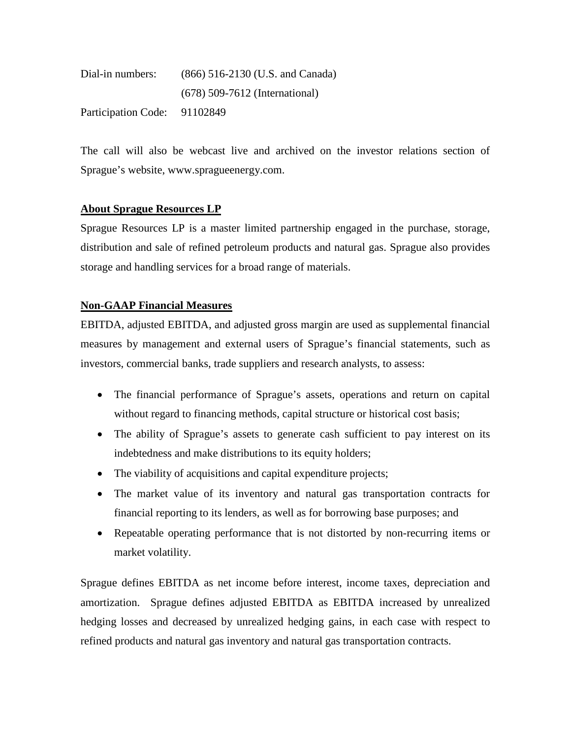Dial-in numbers: (866) 516-2130 (U.S. and Canada)
(678) 509-7612 (International)

Participation Code: 91102849

The call will also be webcast live and archived on the investor relations section of Sprague's website, www.spragueenergy.com.

**About Sprague Resources LP**

Sprague Resources LP is a master limited partnership engaged in the purchase, storage, distribution and sale of refined petroleum products and natural gas. Sprague also provides storage and handling services for a broad range of materials.

**Non-GAAP Financial Measures**

EBITDA, adjusted EBITDA, and adjusted gross margin are used as supplemental financial measures by management and external users of Sprague's financial statements, such as investors, commercial banks, trade suppliers and research analysts, to assess:

- The financial performance of Sprague's assets, operations and return on capital without regard to financing methods, capital structure or historical cost basis;
- The ability of Sprague's assets to generate cash sufficient to pay interest on its indebtedness and make distributions to its equity holders;
- The viability of acquisitions and capital expenditure projects;
- The market value of its inventory and natural gas transportation contracts for financial reporting to its lenders, as well as for borrowing base purposes; and
- Repeatable operating performance that is not distorted by non-recurring items or market volatility.

Sprague defines EBITDA as net income before interest, income taxes, depreciation and amortization. Sprague defines adjusted EBITDA as EBITDA increased by unrealized hedging losses and decreased by unrealized hedging gains, in each case with respect to refined products and natural gas inventory and natural gas transportation contracts.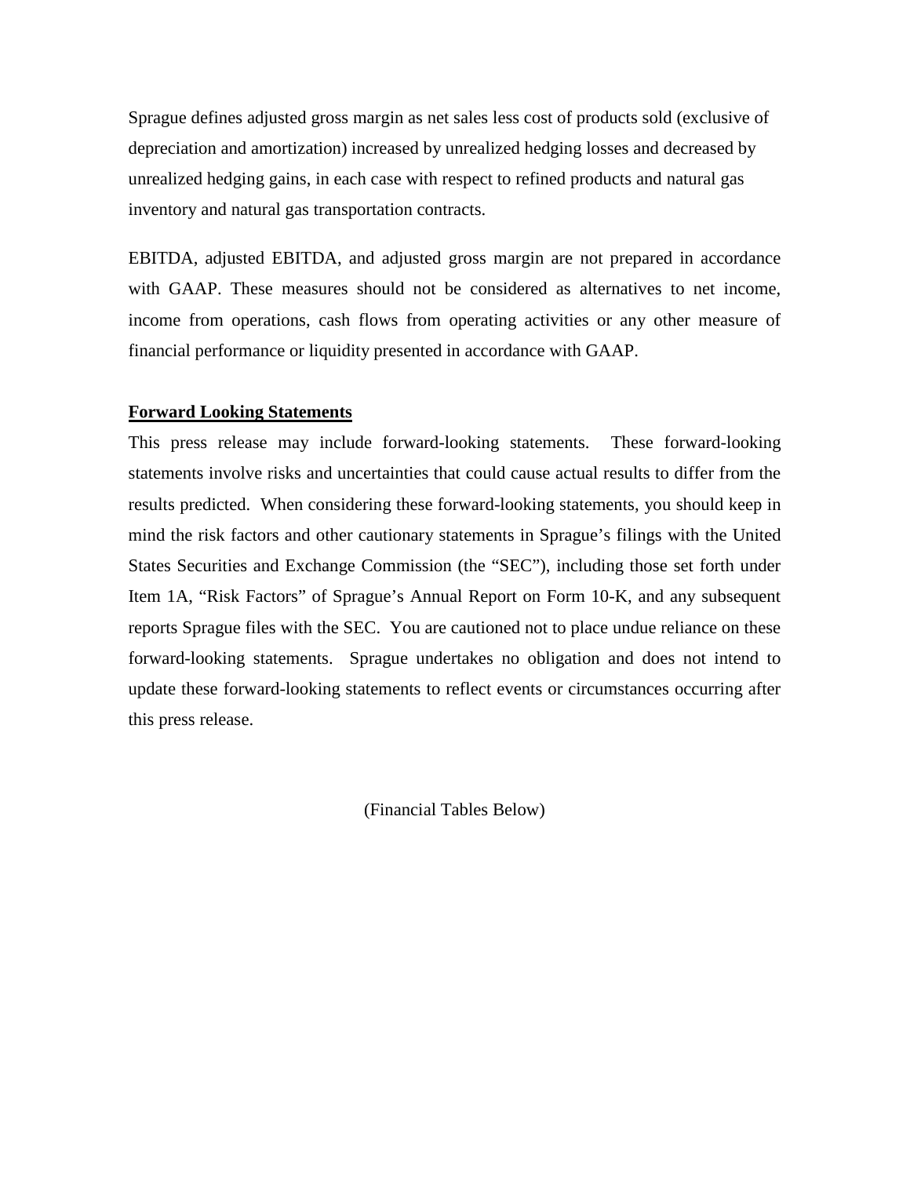Sprague defines adjusted gross margin as net sales less cost of products sold (exclusive of depreciation and amortization) increased by unrealized hedging losses and decreased by unrealized hedging gains, in each case with respect to refined products and natural gas inventory and natural gas transportation contracts.

EBITDA, adjusted EBITDA, and adjusted gross margin are not prepared in accordance with GAAP. These measures should not be considered as alternatives to net income, income from operations, cash flows from operating activities or any other measure of financial performance or liquidity presented in accordance with GAAP.

**Forward Looking Statements**

This press release may include forward-looking statements. These forward-looking statements involve risks and uncertainties that could cause actual results to differ from the results predicted. When considering these forward-looking statements, you should keep in mind the risk factors and other cautionary statements in Sprague's filings with the United States Securities and Exchange Commission (the "SEC"), including those set forth under Item 1A, "Risk Factors" of Sprague's Annual Report on Form 10-K, and any subsequent reports Sprague files with the SEC. You are cautioned not to place undue reliance on these forward-looking statements. Sprague undertakes no obligation and does not intend to update these forward-looking statements to reflect events or circumstances occurring after this press release.

(Financial Tables Below)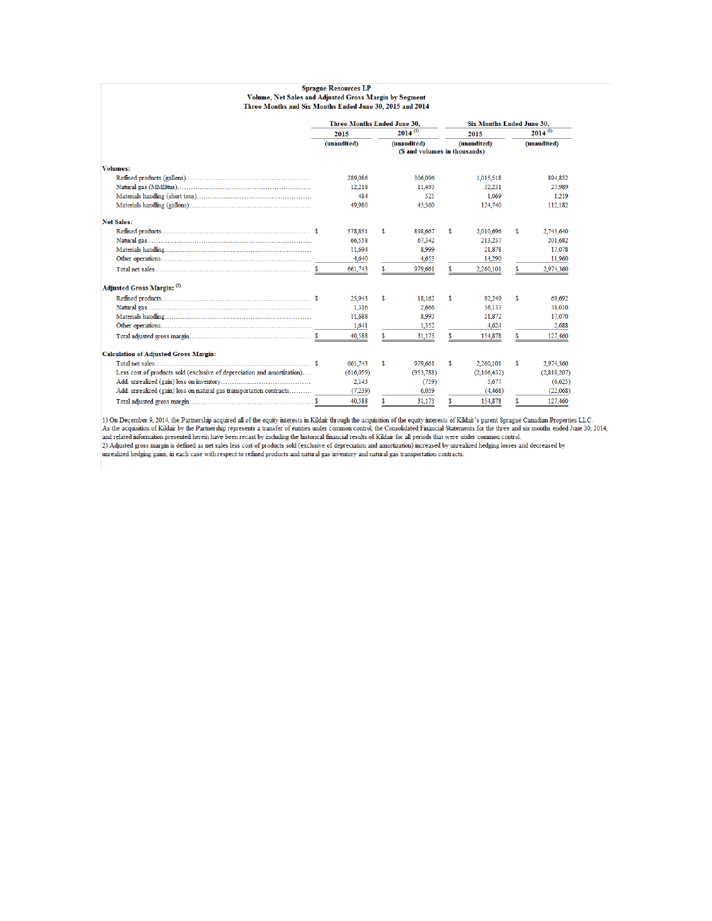**Sprague Resources LP**
**Volume, Net Sales and Adjusted Gross Margin by Segment**
**Three Months and Six Months Ended June 30, 2015 and 2014**

| | Three Months Ended June 30, | | Six Months Ended June 30, | |
|---|---|---|---|---|
| | 2015 | 2014 [(1)] | 2015 | 2014 [(1)] |
| | (unaudited) | (unaudited) | (unaudited) | (unaudited) |
| | ($ and volumes in thousands) | | | |
| **Volumes:** | | | | |
| Refined products (gallons) | 289,086 | 306,096 | 1,015,518 | 894,852 |
| Natural gas (MMBtus) | 12,218 | 11,493 | 32,231 | 27,989 |
| Materials handling (short tons) | 484 | 525 | 1,069 | 1,219 |
| Materials handling (gallons) | 49,980 | 45,360 | 124,740 | 112,182 |
| **Net Sales:** | | | | |
| Refined products | $ 578,851 | $ 898,667 | $ 2,010,696 | $ 2,743,640 |
| Natural gas | 66,558 | 67,342 | 213,237 | 201,682 |
| Materials handling | 11,694 | 8,999 | 21,878 | 17,078 |
| Other operations | 4,640 | 4,653 | 14,290 | 11,960 |
| Total net sales | $ 661,743 | $ 979,661 | $ 2,260,101 | $ 2,974,360 |
| **Adjusted Gross Margin:** [(2)] | | | | |
| Refined products | $ 25,943 | $ 18,162 | $ 92,249 | $ 69,692 |
| Natural gas | 1,316 | 2,666 | 36,133 | 38,010 |
| Materials handling | 11,688 | 8,993 | 21,872 | 17,070 |
| Other operations | 1,641 | 1,352 | 4,624 | 2,688 |
| Total adjusted gross margin | $ 40,588 | $ 31,173 | $ 154,878 | $ 127,460 |
| **Calculation of Adjusted Gross Margin:** | | | | |
| Total net sales | $ 661,743 | $ 979,661 | $ 2,260,101 | $ 2,974,360 |
| Less cost of products sold (exclusive of depreciation and amortization) | (616,059) | (953,788) | (2,106,432) | (2,818,207) |
| Add: unrealized (gain) loss on inventory | 2,143 | (759) | 5,677 | (6,625) |
| Add: unrealized (gain) loss on natural gas transportation contracts | (7,239) | 6,059 | (4,468) | (22,068) |
| Total adjusted gross margin | $ 40,588 | $ 31,173 | $ 154,878 | $ 127,460 |

1) On December 9, 2014, the Partnership acquired all of the equity interests in Kildair through the acquisition of the equity interests of Kildair's parent Sprague Canadian Properties LLC. As the acquisition of Kildair by the Partnership represents a transfer of entities under common control, the Consolidated Financial Statements for the three and six months ended June 30, 2014, and related information presented herein have been recast by including the historical financial results of Kildair for all periods that were under common control.

2) Adjusted gross margin is defined as net sales less cost of products sold (exclusive of depreciation and amortization) increased by unrealized hedging losses and decreased by unrealized hedging gains, in each case with respect to refined products and natural gas inventory and natural gas transportation contracts.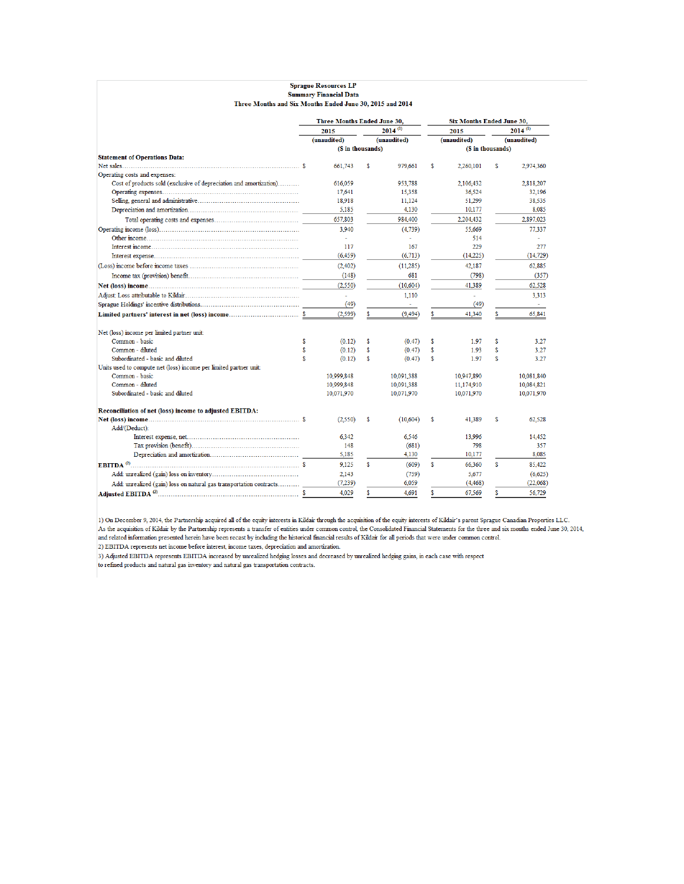**Sprague Resources LP**
**Summary Financial Data**
**Three Months and Six Months Ended June 30, 2015 and 2014**

| | Three Months Ended June 30, | | Six Months Ended June 30, | |
|---|---|---|---|---|
| | 2015 | 2014 [(1)] | 2015 | 2014 [(1)] |
| | (unaudited) | (unaudited) | (unaudited) | (unaudited) |
| | ($ in thousands) | | ($ in thousands) | |
| **Statement of Operations Data:** | | | | |
| Net sales | $ 661,743 | $ 979,661 | $ 2,260,101 | $ 2,974,360 |
| Operating costs and expenses: | | | | |
| Cost of products sold (exclusive of depreciation and amortization) | 616,059 | 953,788 | 2,106,432 | 2,818,207 |
| Operating expenses | 17,641 | 15,358 | 36,524 | 32,196 |
| Selling, general and administrative | 18,918 | 11,124 | 51,299 | 38,535 |
| Depreciation and amortization | 5,185 | 4,130 | 10,177 | 8,085 |
| Total operating costs and expenses | 657,803 | 984,400 | 2,204,432 | 2,897,023 |
| Operating income (loss) | 3,940 | (4,739) | 55,669 | 77,337 |
| Other income | - | - | 514 | - |
| Interest income | 117 | 167 | 229 | 277 |
| Interest expense | (6,459) | (6,713) | (14,225) | (14,729) |
| (Loss) income before income taxes | (2,402) | (11,285) | 42,187 | 62,885 |
| Income tax (provision) benefit | (148) | 681 | (798) | (357) |
| **Net (loss) income** | (2,550) | (10,604) | 41,389 | 62,528 |
| Adjust: Loss attributable to Kildair | - | 1,110 | - | 3,313 |
| Sprague Holdings' incentive distributions | (49) | - | (49) | - |
| **Limited partners' interest in net (loss) income** | $ (2,599) | $ (9,494) | $ 41,340 | $ 65,841 |
| | | | | |
| Net (loss) income per limited partner unit: | | | | |
| Common - basic | $ (0.12) | $ (0.47) | $ 1.97 | $ 3.27 |
| Common - diluted | $ (0.12) | $ (0.47) | $ 1.93 | $ 3.27 |
| Subordinated - basic and diluted | $ (0.12) | $ (0.47) | $ 1.97 | $ 3.27 |
| Units used to compute net (loss) income per limited partner unit: | | | | |
| Common - basic | 10,999,848 | 10,091,388 | 10,947,890 | 10,081,840 |
| Common - diluted | 10,999,848 | 10,091,388 | 11,174,910 | 10,084,821 |
| Subordinated - basic and diluted | 10,071,970 | 10,071,970 | 10,071,970 | 10,071,970 |
| | | | | |
| **Reconciliation of net (loss) income to adjusted EBITDA:** | | | | |
| **Net (loss) income** | $ (2,550) | $ (10,604) | $ 41,389 | $ 62,528 |
| Add/(Deduct): | | | | |
| Interest expense, net | 6,342 | 6,546 | 13,996 | 14,452 |
| Tax provision (benefit) | 148 | (681) | 798 | 357 |
| Depreciation and amortization | 5,185 | 4,130 | 10,177 | 8,085 |
| **EBITDA** [(2)] | $ 9,125 | $ (609) | $ 66,360 | $ 85,422 |
| Add: unrealized (gain) loss on inventory | 2,143 | (759) | 5,677 | (6,625) |
| Add: unrealized (gain) loss on natural gas transportation contracts | (7,239) | 6,059 | (4,468) | (22,068) |
| **Adjusted EBITDA** [(3)] | $ 4,029 | $ 4,691 | $ 67,569 | $ 56,729 |

1) On December 9, 2014, the Partnership acquired all of the equity interests in Kildair through the acquisition of the equity interests of Kildair's parent Sprague Canadian Properties LLC. As the acquisition of Kildair by the Partnership represents a transfer of entities under common control, the Consolidated Financial Statements for the three and six months ended June 30, 2014, and related information presented herein have been recast by including the historical financial results of Kildair for all periods that were under common control.

2) EBITDA represents net income before interest, income taxes, depreciation and amortization.

3) Adjusted EBITDA represents EBITDA increased by unrealized hedging losses and decreased by unrealized hedging gains, in each case with respect to refined products and natural gas inventory and natural gas transportation contracts.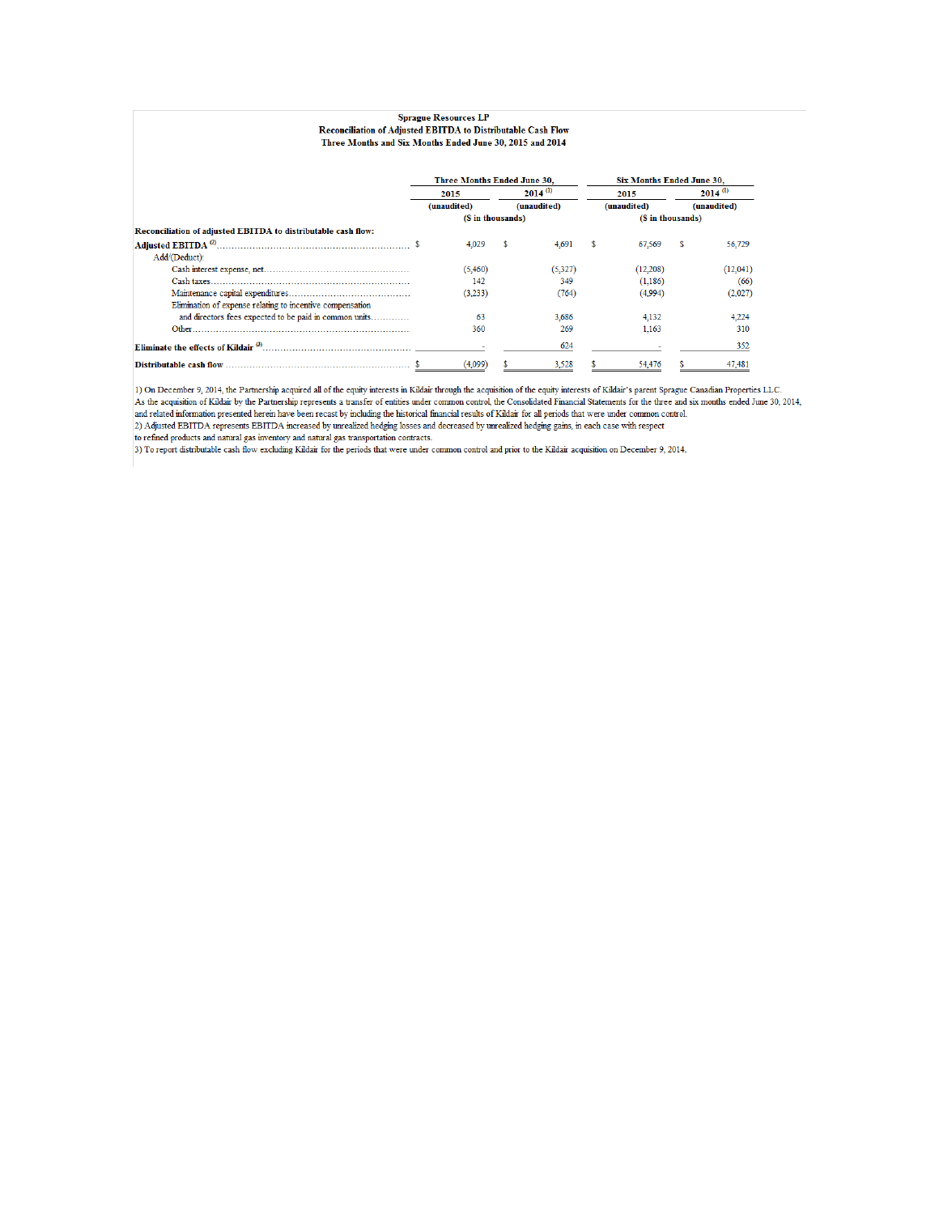**Sprague Resources LP**
**Reconciliation of Adjusted EBITDA to Distributable Cash Flow**
**Three Months and Six Months Ended June 30, 2015 and 2014**

| | Three Months Ended June 30, | | Six Months Ended June 30, | |
|---|---|---|---|---|
| | 2015 | 2014 [1] | 2015 | 2014 [1] |
| | (unaudited) | (unaudited) | (unaudited) | (unaudited) |
| | ($ in thousands) | | ($ in thousands) | |
| **Reconciliation of adjusted EBITDA to distributable cash flow:** | | | | |
| **Adjusted EBITDA** [2] | $ 4,029 | $ 4,691 | $ 67,569 | $ 56,729 |
| Add/(Deduct): | | | | |
| Cash interest expense, net | (5,460) | (5,327) | (12,208) | (12,041) |
| Cash taxes | 142 | 349 | (1,186) | (66) |
| Maintenance capital expenditures | (3,233) | (764) | (4,994) | (2,027) |
| Elimination of expense relating to incentive compensation and directors fees expected to be paid in common units | 63 | 3,686 | 4,132 | 4,224 |
| Other | 360 | 269 | 1,163 | 310 |
| **Eliminate the effects of Kildair** [3] | - | 624 | - | 352 |
| **Distributable cash flow** | $ (4,099) | $ 3,528 | $ 54,476 | $ 47,481 |

1) On December 9, 2014, the Partnership acquired all of the equity interests in Kildair through the acquisition of the equity interests of Kildair's parent Sprague Canadian Properties LLC. As the acquisition of Kildair by the Partnership represents a transfer of entities under common control, the Consolidated Financial Statements for the three and six months ended June 30, 2014, and related information presented herein have been recast by including the historical financial results of Kildair for all periods that were under common control.
2) Adjusted EBITDA represents EBITDA increased by unrealized hedging losses and decreased by unrealized hedging gains, in each case with respect to refined products and natural gas inventory and natural gas transportation contracts.
3) To report distributable cash flow excluding Kildair for the periods that were under common control and prior to the Kildair acquisition on December 9, 2014.